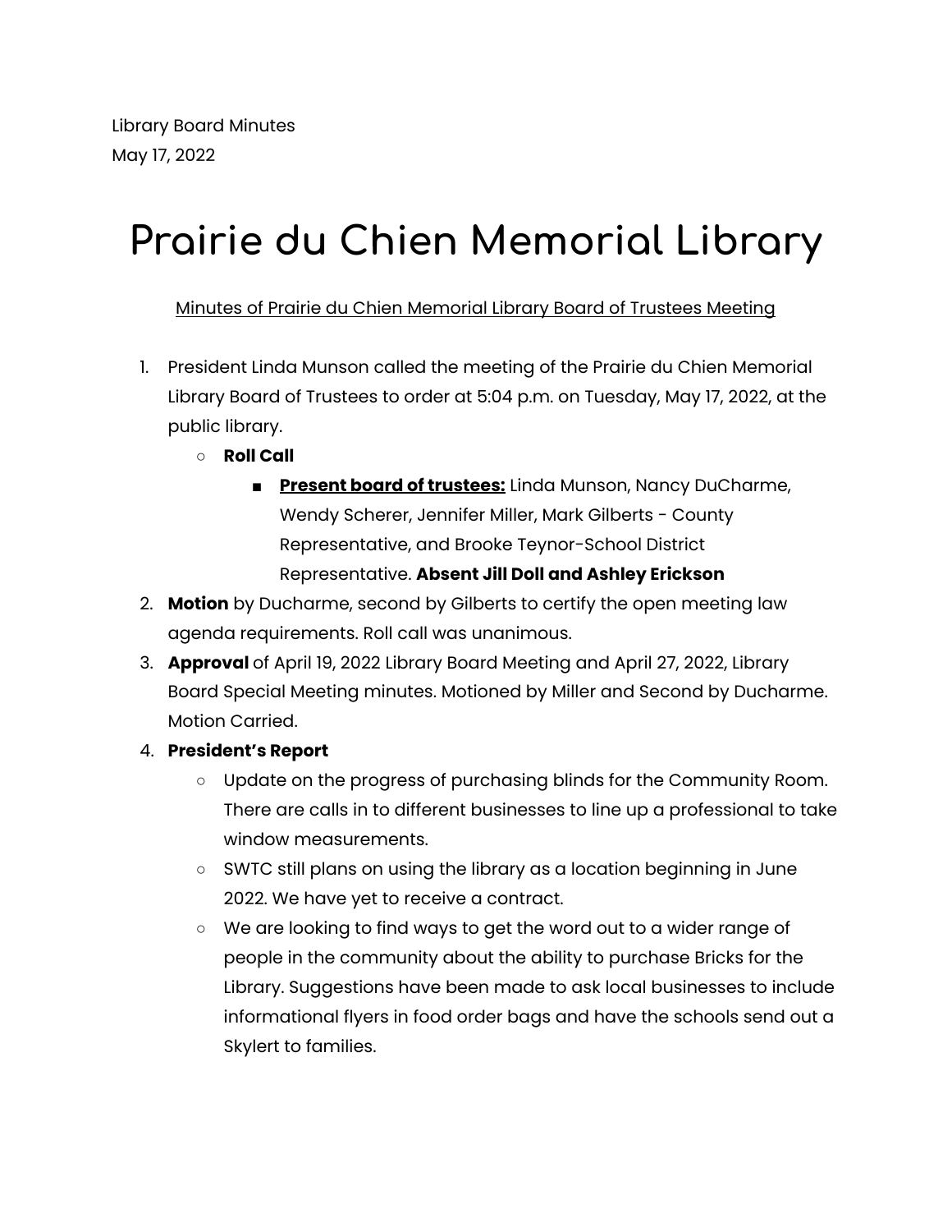Library Board Minutes
May 17, 2022

# Prairie du Chien Memorial Library

<u>Minutes of Prairie du Chien Memorial Library Board of Trustees Meeting</u>

1. President Linda Munson called the meeting of the Prairie du Chien Memorial Library Board of Trustees to order at 5:04 p.m. on Tuesday, May 17, 2022, at the public library.
    - **Roll Call**
        - **<u>Present board of trustees:</u>** Linda Munson, Nancy DuCharme, Wendy Scherer, Jennifer Miller, Mark Gilberts - County Representative, and Brooke Teynor-School District Representative. **Absent Jill Doll and Ashley Erickson**
2. **Motion** by Ducharme, second by Gilberts to certify the open meeting law agenda requirements. Roll call was unanimous.
3. **Approval** of April 19, 2022 Library Board Meeting and April 27, 2022, Library Board Special Meeting minutes. Motioned by Miller and Second by Ducharme. Motion Carried.
4. **President's Report**
    - Update on the progress of purchasing blinds for the Community Room. There are calls in to different businesses to line up a professional to take window measurements.
    - SWTC still plans on using the library as a location beginning in June 2022. We have yet to receive a contract.
    - We are looking to find ways to get the word out to a wider range of people in the community about the ability to purchase Bricks for the Library. Suggestions have been made to ask local businesses to include informational flyers in food order bags and have the schools send out a Skylert to families.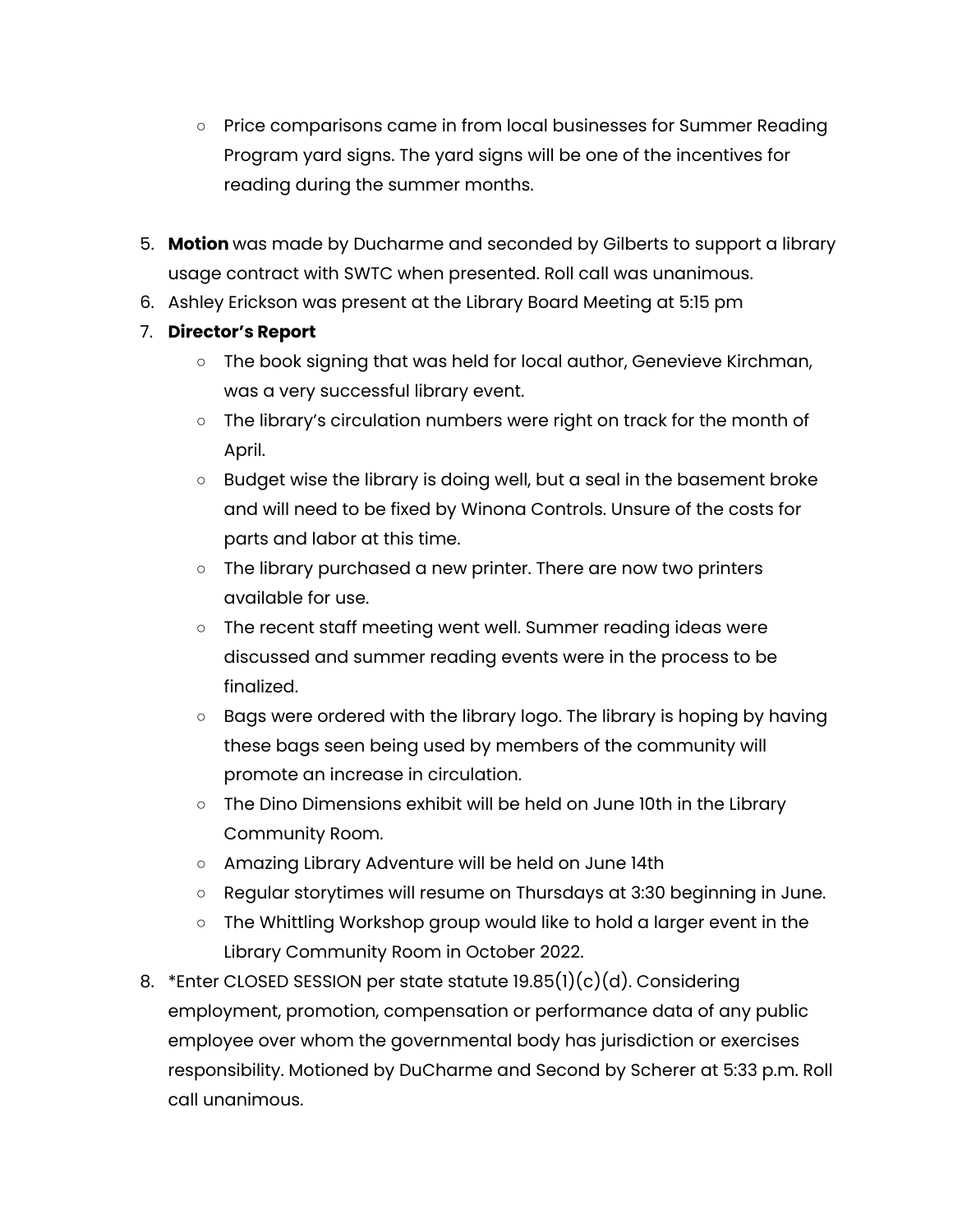- Price comparisons came in from local businesses for Summer Reading Program yard signs. The yard signs will be one of the incentives for reading during the summer months.

5. **Motion** was made by Ducharme and seconded by Gilberts to support a library usage contract with SWTC when presented. Roll call was unanimous.
6. Ashley Erickson was present at the Library Board Meeting at 5:15 pm
7. **Director's Report**
    - The book signing that was held for local author, Genevieve Kirchman, was a very successful library event.
    - The library's circulation numbers were right on track for the month of April.
    - Budget wise the library is doing well, but a seal in the basement broke and will need to be fixed by Winona Controls. Unsure of the costs for parts and labor at this time.
    - The library purchased a new printer. There are now two printers available for use.
    - The recent staff meeting went well. Summer reading ideas were discussed and summer reading events were in the process to be finalized.
    - Bags were ordered with the library logo. The library is hoping by having these bags seen being used by members of the community will promote an increase in circulation.
    - The Dino Dimensions exhibit will be held on June 10th in the Library Community Room.
    - Amazing Library Adventure will be held on June 14th
    - Regular storytimes will resume on Thursdays at 3:30 beginning in June.
    - The Whittling Workshop group would like to hold a larger event in the Library Community Room in October 2022.
8. *Enter CLOSED SESSION per state statute 19.85(1)(c)(d). Considering employment, promotion, compensation or performance data of any public employee over whom the governmental body has jurisdiction or exercises responsibility. Motioned by DuCharme and Second by Scherer at 5:33 p.m. Roll call unanimous.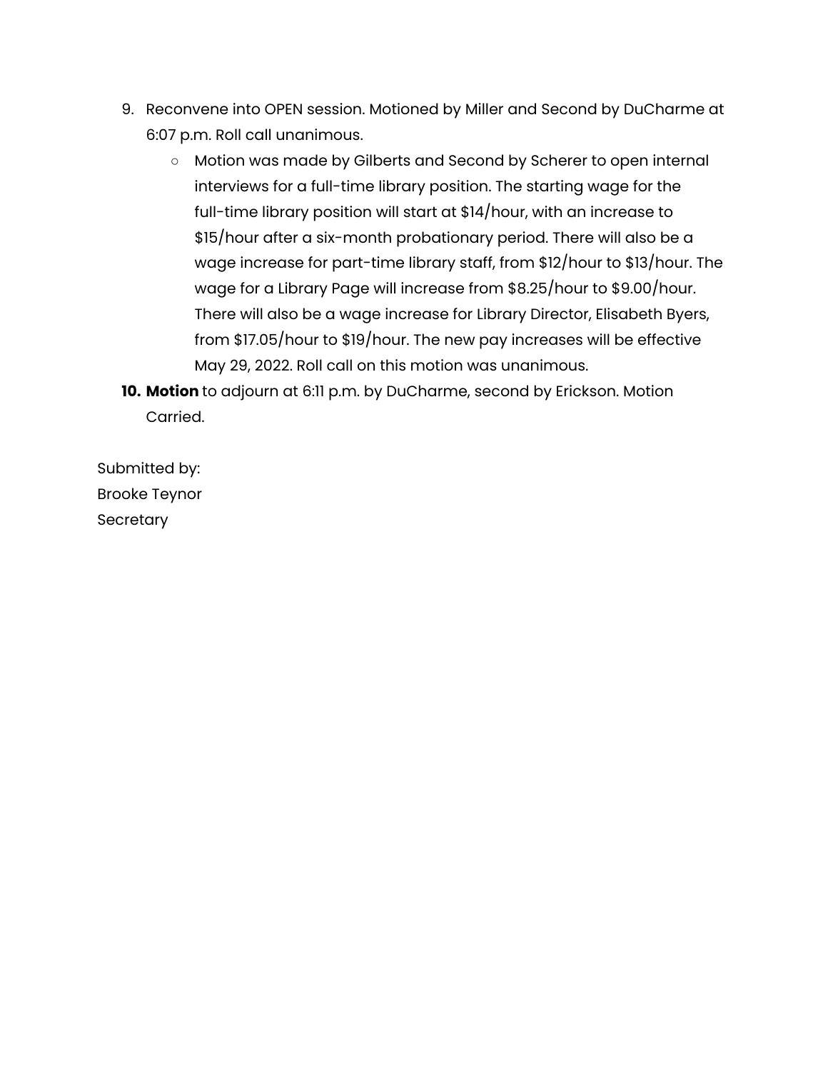9. Reconvene into OPEN session. Motioned by Miller and Second by DuCharme at 6:07 p.m. Roll call unanimous.
    - Motion was made by Gilberts and Second by Scherer to open internal interviews for a full-time library position. The starting wage for the full-time library position will start at $14/hour, with an increase to $15/hour after a six-month probationary period. There will also be a wage increase for part-time library staff, from $12/hour to $13/hour. The wage for a Library Page will increase from $8.25/hour to $9.00/hour. There will also be a wage increase for Library Director, Elisabeth Byers, from $17.05/hour to $19/hour. The new pay increases will be effective May 29, 2022. Roll call on this motion was unanimous.
10. **Motion** to adjourn at 6:11 p.m. by DuCharme, second by Erickson. Motion Carried.

Submitted by:
Brooke Teynor
Secretary